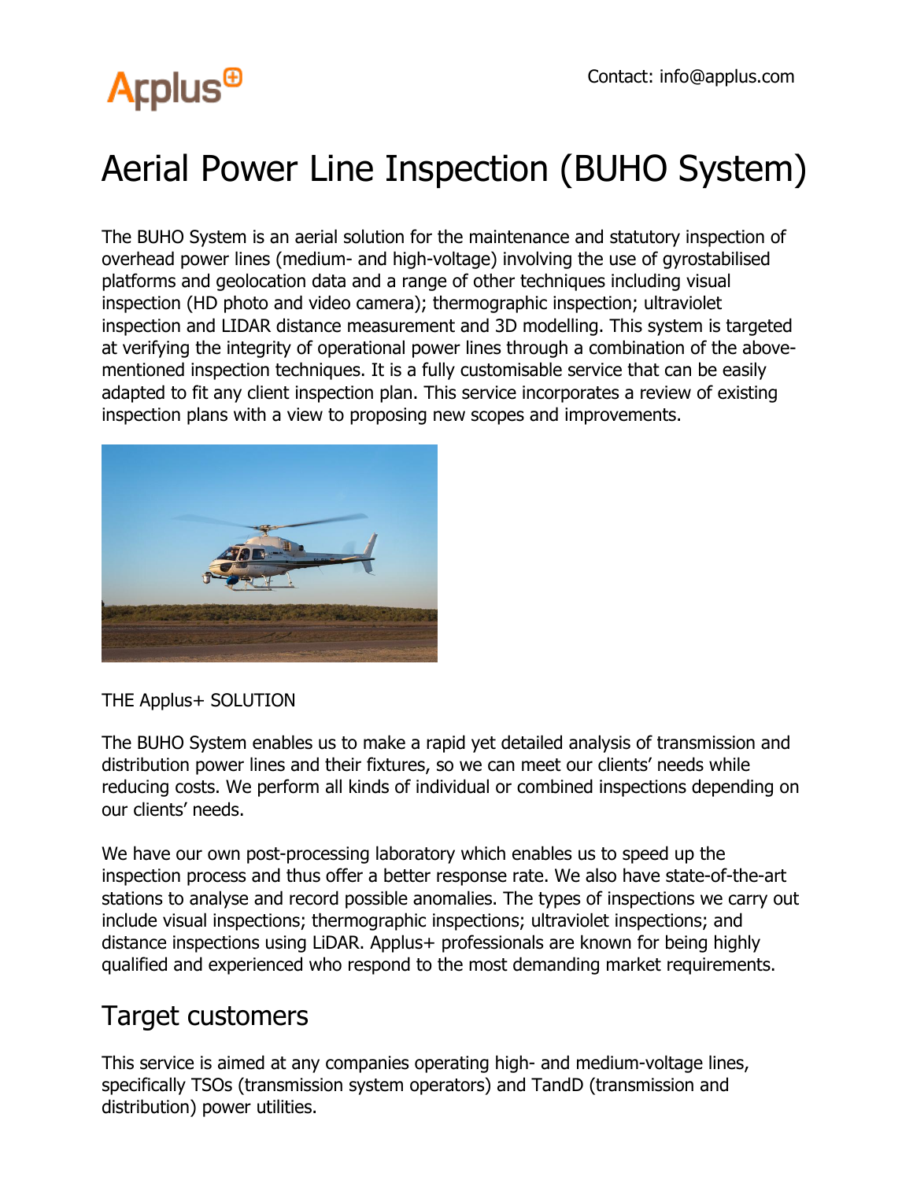Applus+

Contact: info@applus.com

# Aerial Power Line Inspection (BUHO System)

The BUHO System is an aerial solution for the maintenance and statutory inspection of overhead power lines (medium- and high-voltage) involving the use of gyrostabilised platforms and geolocation data and a range of other techniques including visual inspection (HD photo and video camera); thermographic inspection; ultraviolet inspection and LIDAR distance measurement and 3D modelling. This system is targeted at verifying the integrity of operational power lines through a combination of the above-mentioned inspection techniques. It is a fully customisable service that can be easily adapted to fit any client inspection plan. This service incorporates a review of existing inspection plans with a view to proposing new scopes and improvements.

THE Applus+ SOLUTION

The BUHO System enables us to make a rapid yet detailed analysis of transmission and distribution power lines and their fixtures, so we can meet our clients' needs while reducing costs. We perform all kinds of individual or combined inspections depending on our clients' needs.

We have our own post-processing laboratory which enables us to speed up the inspection process and thus offer a better response rate. We also have state-of-the-art stations to analyse and record possible anomalies. The types of inspections we carry out include visual inspections; thermographic inspections; ultraviolet inspections; and distance inspections using LiDAR. Applus+ professionals are known for being highly qualified and experienced who respond to the most demanding market requirements.

## Target customers

This service is aimed at any companies operating high- and medium-voltage lines, specifically TSOs (transmission system operators) and TandD (transmission and distribution) power utilities.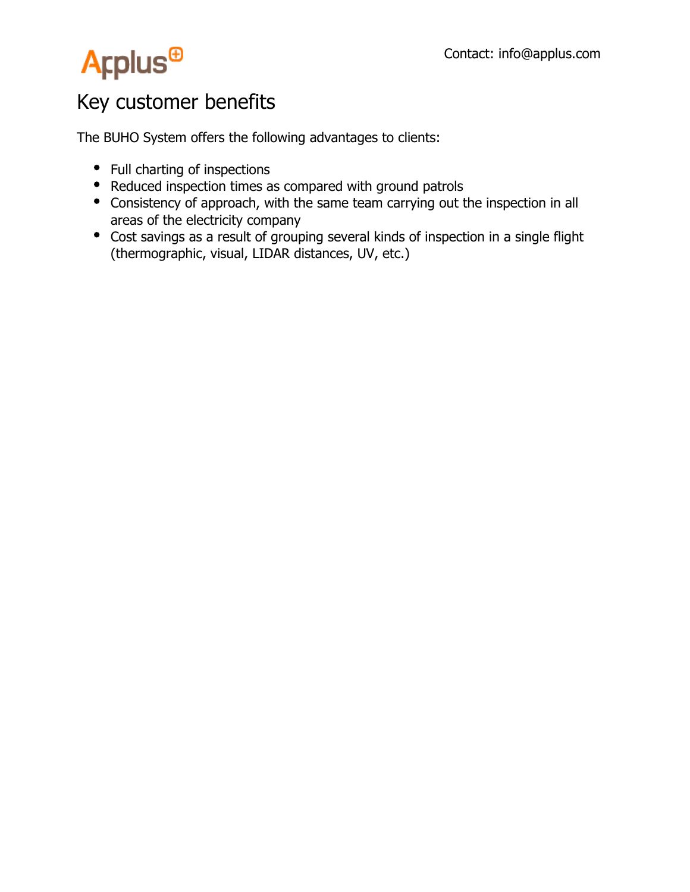## Key customer benefits

The BUHO System offers the following advantages to clients:

- Full charting of inspections
- Reduced inspection times as compared with ground patrols
- Consistency of approach, with the same team carrying out the inspection in all areas of the electricity company
- Cost savings as a result of grouping several kinds of inspection in a single flight (thermographic, visual, LIDAR distances, UV, etc.)